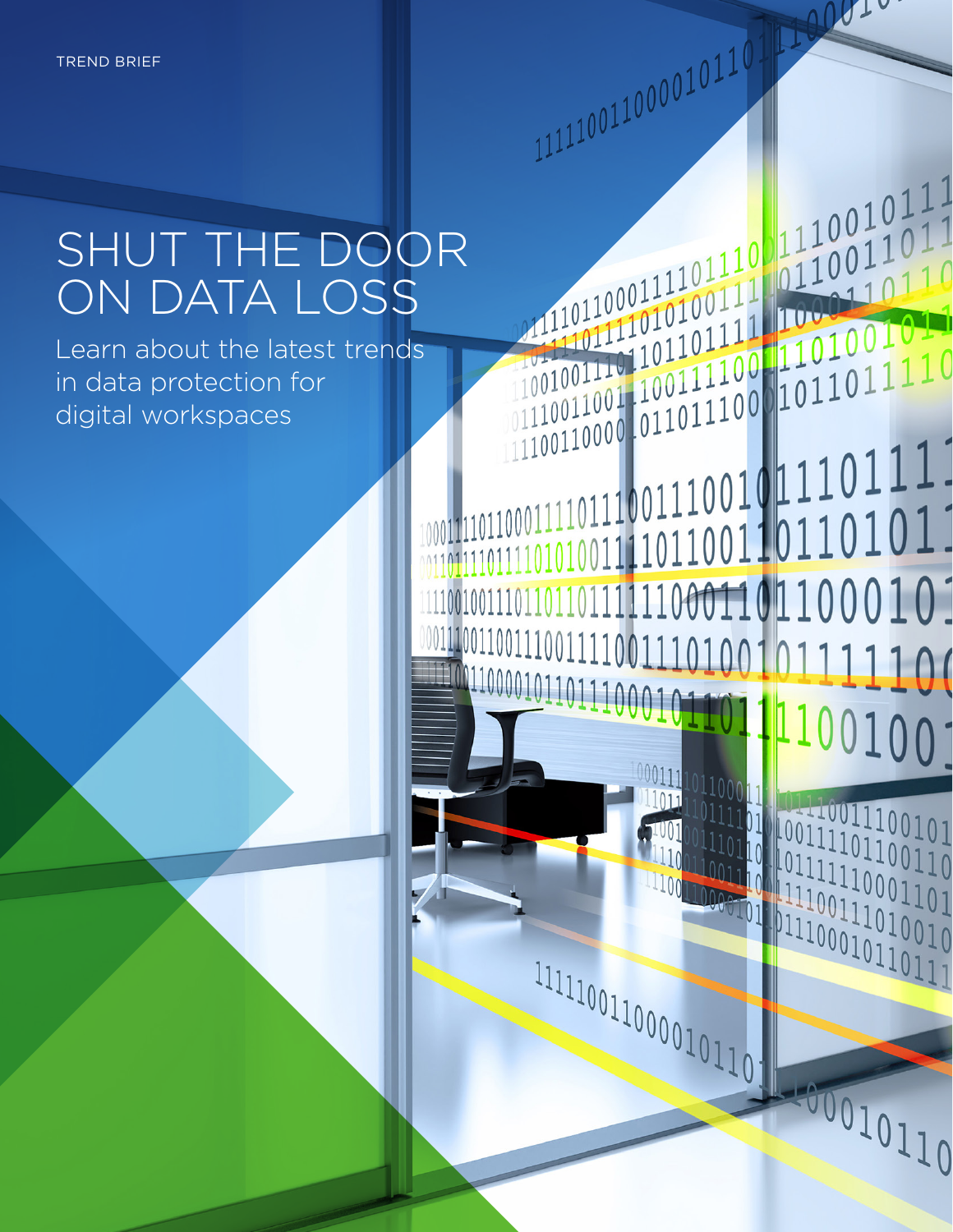TREND BRIEF

# SHUT THE DOOR ON DATA LOSS

Learn about the latest trends in data protection for digital workspaces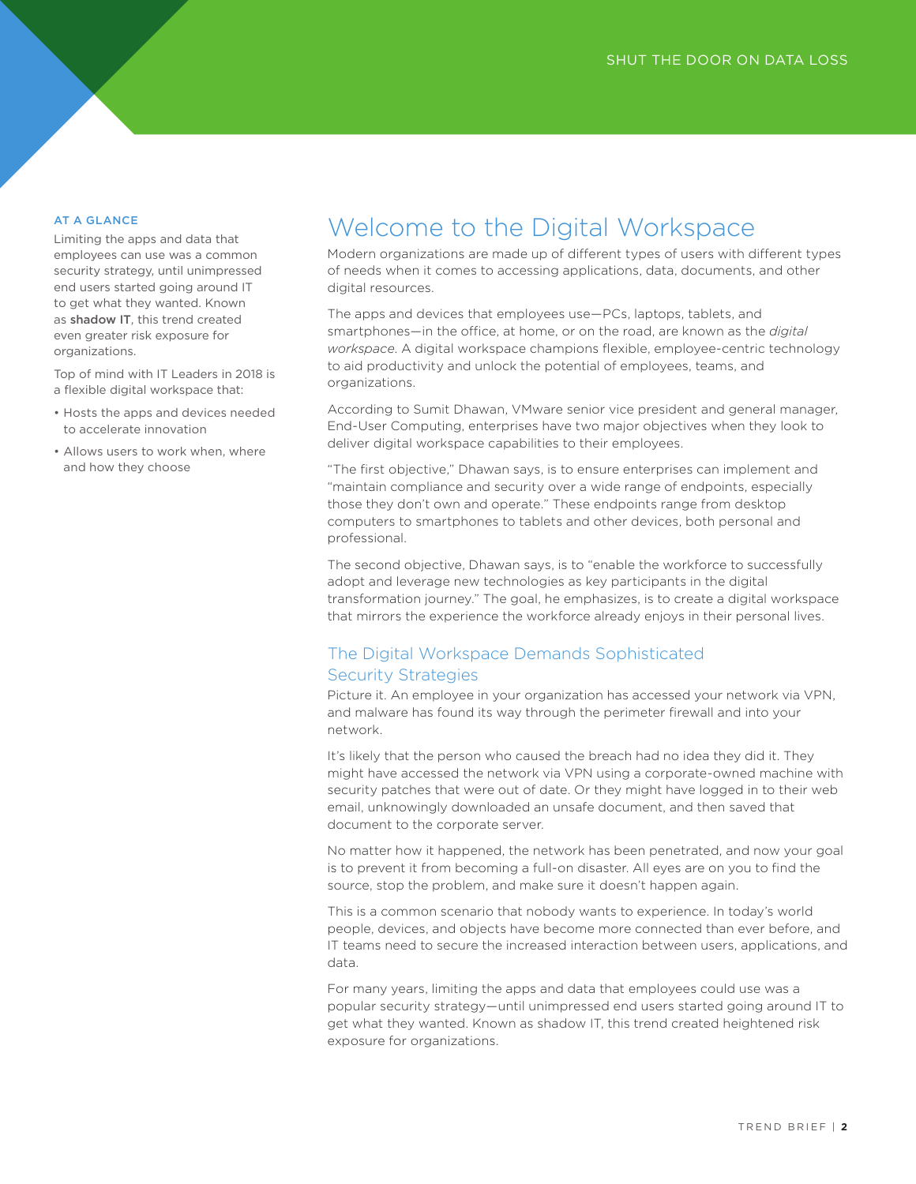**AT A GLANCE**

Limiting the apps and data that employees can use was a common security strategy, until unimpressed end users started going around IT to get what they wanted. Known as **shadow IT**, this trend created even greater risk exposure for organizations.

Top of mind with IT Leaders in 2018 is a flexible digital workspace that:

- Hosts the apps and devices needed to accelerate innovation
- Allows users to work when, where and how they choose

# Welcome to the Digital Workspace

Modern organizations are made up of different types of users with different types of needs when it comes to accessing applications, data, documents, and other digital resources.

The apps and devices that employees use—PCs, laptops, tablets, and smartphones—in the office, at home, or on the road, are known as the *digital workspace*. A digital workspace champions flexible, employee-centric technology to aid productivity and unlock the potential of employees, teams, and organizations.

According to Sumit Dhawan, VMware senior vice president and general manager, End-User Computing, enterprises have two major objectives when they look to deliver digital workspace capabilities to their employees.

"The first objective," Dhawan says, is to ensure enterprises can implement and "maintain compliance and security over a wide range of endpoints, especially those they don't own and operate." These endpoints range from desktop computers to smartphones to tablets and other devices, both personal and professional.

The second objective, Dhawan says, is to "enable the workforce to successfully adopt and leverage new technologies as key participants in the digital transformation journey." The goal, he emphasizes, is to create a digital workspace that mirrors the experience the workforce already enjoys in their personal lives.

## The Digital Workspace Demands Sophisticated Security Strategies

Picture it. An employee in your organization has accessed your network via VPN, and malware has found its way through the perimeter firewall and into your network.

It's likely that the person who caused the breach had no idea they did it. They might have accessed the network via VPN using a corporate-owned machine with security patches that were out of date. Or they might have logged in to their web email, unknowingly downloaded an unsafe document, and then saved that document to the corporate server.

No matter how it happened, the network has been penetrated, and now your goal is to prevent it from becoming a full-on disaster. All eyes are on you to find the source, stop the problem, and make sure it doesn't happen again.

This is a common scenario that nobody wants to experience. In today's world people, devices, and objects have become more connected than ever before, and IT teams need to secure the increased interaction between users, applications, and data.

For many years, limiting the apps and data that employees could use was a popular security strategy—until unimpressed end users started going around IT to get what they wanted. Known as shadow IT, this trend created heightened risk exposure for organizations.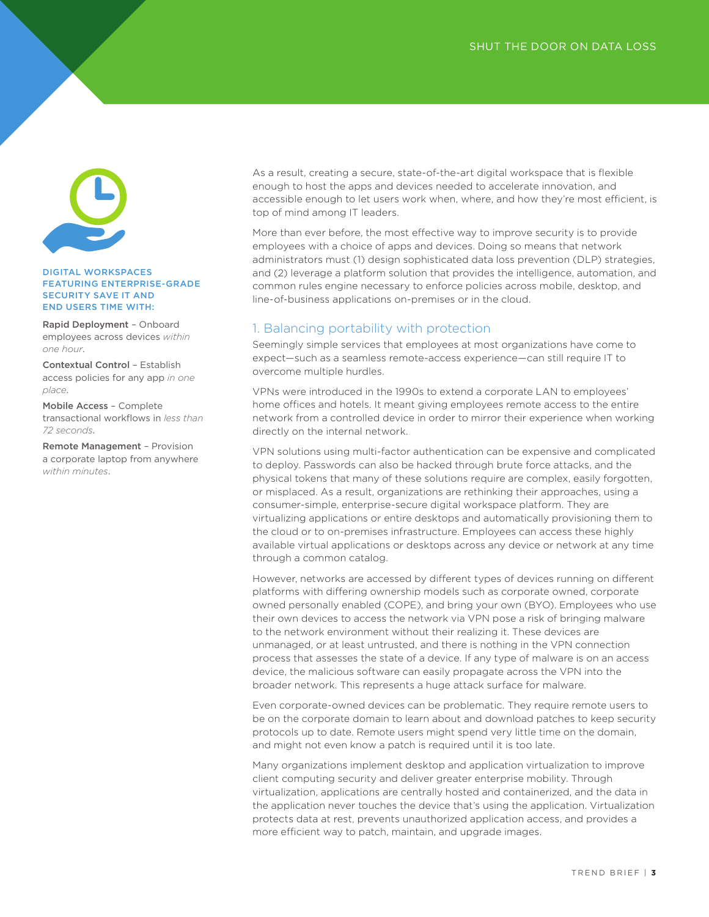**DIGITAL WORKSPACES FEATURING ENTERPRISE-GRADE SECURITY SAVE IT AND END USERS TIME WITH:**

**Rapid Deployment** – Onboard employees across devices *within one hour*.

**Contextual Control** – Establish access policies for any app *in one place*.

**Mobile Access** – Complete transactional workflows in *less than 72 seconds*.

**Remote Management** – Provision a corporate laptop from anywhere *within minutes*.

As a result, creating a secure, state-of-the-art digital workspace that is flexible enough to host the apps and devices needed to accelerate innovation, and accessible enough to let users work when, where, and how they're most efficient, is top of mind among IT leaders.

More than ever before, the most effective way to improve security is to provide employees with a choice of apps and devices. Doing so means that network administrators must (1) design sophisticated data loss prevention (DLP) strategies, and (2) leverage a platform solution that provides the intelligence, automation, and common rules engine necessary to enforce policies across mobile, desktop, and line-of-business applications on-premises or in the cloud.

## 1. Balancing portability with protection

Seemingly simple services that employees at most organizations have come to expect—such as a seamless remote-access experience—can still require IT to overcome multiple hurdles.

VPNs were introduced in the 1990s to extend a corporate LAN to employees' home offices and hotels. It meant giving employees remote access to the entire network from a controlled device in order to mirror their experience when working directly on the internal network.

VPN solutions using multi-factor authentication can be expensive and complicated to deploy. Passwords can also be hacked through brute force attacks, and the physical tokens that many of these solutions require are complex, easily forgotten, or misplaced. As a result, organizations are rethinking their approaches, using a consumer-simple, enterprise-secure digital workspace platform. They are virtualizing applications or entire desktops and automatically provisioning them to the cloud or to on-premises infrastructure. Employees can access these highly available virtual applications or desktops across any device or network at any time through a common catalog.

However, networks are accessed by different types of devices running on different platforms with differing ownership models such as corporate owned, corporate owned personally enabled (COPE), and bring your own (BYO). Employees who use their own devices to access the network via VPN pose a risk of bringing malware to the network environment without their realizing it. These devices are unmanaged, or at least untrusted, and there is nothing in the VPN connection process that assesses the state of a device. If any type of malware is on an access device, the malicious software can easily propagate across the VPN into the broader network. This represents a huge attack surface for malware.

Even corporate-owned devices can be problematic. They require remote users to be on the corporate domain to learn about and download patches to keep security protocols up to date. Remote users might spend very little time on the domain, and might not even know a patch is required until it is too late.

Many organizations implement desktop and application virtualization to improve client computing security and deliver greater enterprise mobility. Through virtualization, applications are centrally hosted and containerized, and the data in the application never touches the device that's using the application. Virtualization protects data at rest, prevents unauthorized application access, and provides a more efficient way to patch, maintain, and upgrade images.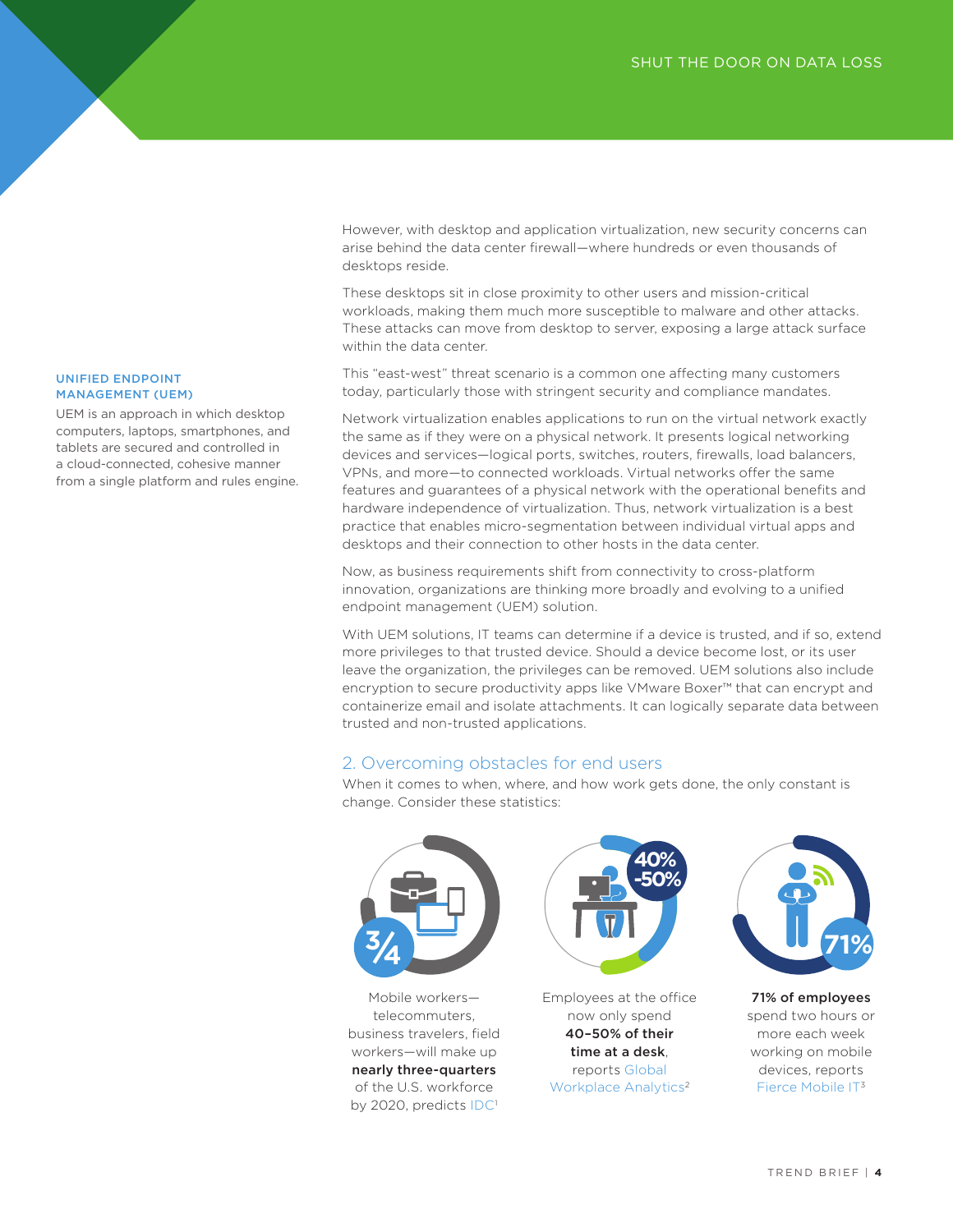However, with desktop and application virtualization, new security concerns can arise behind the data center firewall—where hundreds or even thousands of desktops reside.

These desktops sit in close proximity to other users and mission-critical workloads, making them much more susceptible to malware and other attacks. These attacks can move from desktop to server, exposing a large attack surface within the data center.

This "east-west" threat scenario is a common one affecting many customers today, particularly those with stringent security and compliance mandates.

Network virtualization enables applications to run on the virtual network exactly the same as if they were on a physical network. It presents logical networking devices and services—logical ports, switches, routers, firewalls, load balancers, VPNs, and more—to connected workloads. Virtual networks offer the same features and guarantees of a physical network with the operational benefits and hardware independence of virtualization. Thus, network virtualization is a best practice that enables micro-segmentation between individual virtual apps and desktops and their connection to other hosts in the data center.

Now, as business requirements shift from connectivity to cross-platform innovation, organizations are thinking more broadly and evolving to a unified endpoint management (UEM) solution.

**UNIFIED ENDPOINT MANAGEMENT (UEM)**

UEM is an approach in which desktop computers, laptops, smartphones, and tablets are secured and controlled in a cloud-connected, cohesive manner from a single platform and rules engine.

With UEM solutions, IT teams can determine if a device is trusted, and if so, extend more privileges to that trusted device. Should a device become lost, or its user leave the organization, the privileges can be removed. UEM solutions also include encryption to secure productivity apps like VMware Boxer™ that can encrypt and containerize email and isolate attachments. It can logically separate data between trusted and non-trusted applications.

## 2. Overcoming obstacles for end users

When it comes to when, where, and how work gets done, the only constant is change. Consider these statistics:

**3/4**

Mobile workers—telecommuters, business travelers, field workers—will make up **nearly three-quarters** of the U.S. workforce by 2020, predicts IDC[1]

**40%-50%**

Employees at the office now only spend **40–50% of their time at a desk**, reports Global Workplace Analytics[2]

**71%**

**71% of employees** spend two hours or more each week working on mobile devices, reports Fierce Mobile IT[3]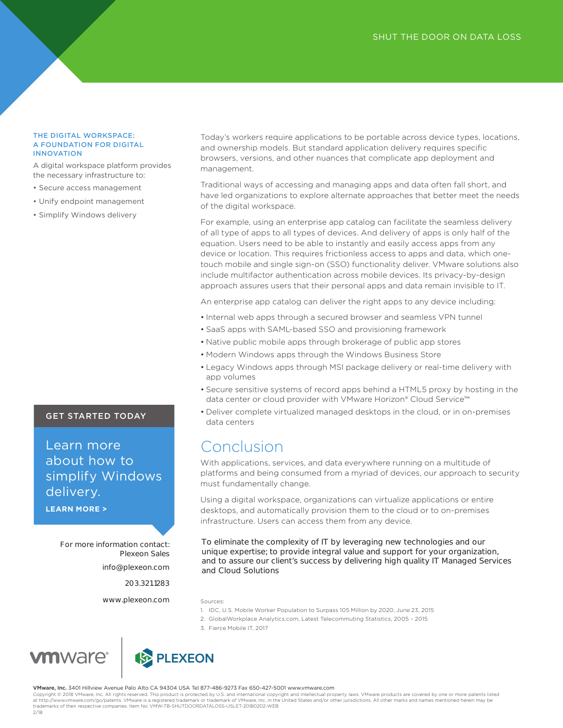### THE DIGITAL WORKSPACE: A FOUNDATION FOR DIGITAL INNOVATION

A digital workspace platform provides the necessary infrastructure to:

- Secure access management
- Unify endpoint management
- Simplify Windows delivery

Today's workers require applications to be portable across device types, locations, and ownership models. But standard application delivery requires specific browsers, versions, and other nuances that complicate app deployment and management.

Traditional ways of accessing and managing apps and data often fall short, and have led organizations to explore alternate approaches that better meet the needs of the digital workspace.

For example, using an enterprise app catalog can facilitate the seamless delivery of all type of apps to all types of devices. And delivery of apps is only half of the equation. Users need to be able to instantly and easily access apps from any device or location. This requires frictionless access to apps and data, which one-touch mobile and single sign-on (SSO) functionality deliver. VMware solutions also include multifactor authentication across mobile devices. Its privacy-by-design approach assures users that their personal apps and data remain invisible to IT.

An enterprise app catalog can deliver the right apps to any device including:

- Internal web apps through a secured browser and seamless VPN tunnel
- SaaS apps with SAML-based SSO and provisioning framework
- Native public mobile apps through brokerage of public app stores
- Modern Windows apps through the Windows Business Store
- Legacy Windows apps through MSI package delivery or real-time delivery with app volumes
- Secure sensitive systems of record apps behind a HTML5 proxy by hosting in the data center or cloud provider with VMware Horizon® Cloud Service™
- Deliver complete virtualized managed desktops in the cloud, or in on-premises data centers

## Conclusion

With applications, services, and data everywhere running on a multitude of platforms and being consumed from a myriad of devices, our approach to security must fundamentally change.

Using a digital workspace, organizations can virtualize applications or entire desktops, and automatically provision them to the cloud or to on-premises infrastructure. Users can access them from any device.

To eliminate the complexity of IT by leveraging new technologies and our unique expertise; to provide integral value and support for your organization, and to assure our client's success by delivering high quality IT Managed Services and Cloud Solutions

**GET STARTED TODAY**

Learn more about how to simplify Windows delivery.

**LEARN MORE >**

For more information contact:
Plexeon Sales

info@plexeon.com

203.3211283

www.plexeon.com

Sources:

1. IDC, U.S. Mobile Worker Population to Surpass 105 Million by 2020, June 23, 2015
2. GlobalWorkplace Analytics.com, Latest Telecommuting Statistics, 2005 – 2015
3. Fierce Mobile IT, 2017

vmware | PLEXEON

**VMware, Inc.** 3401 Hillview Avenue Palo Alto CA 94304 USA Tel 877-486-9273 Fax 650-427-5001 www.vmware.com
Copyright © 2018 VMware, Inc. All rights reserved. This product is protected by U.S. and international copyright and intellectual property laws. VMware products are covered by one or more patents listed at http://www.vmware.com/go/patents. VMware is a registered trademark or trademark of VMware, Inc. in the United States and/or other jurisdictions. All other marks and names mentioned herein may be trademarks of their respective companies. Item No: VMW-TB-SHUTDOORDATALOSS-USLET-20180202-WEB
2/18